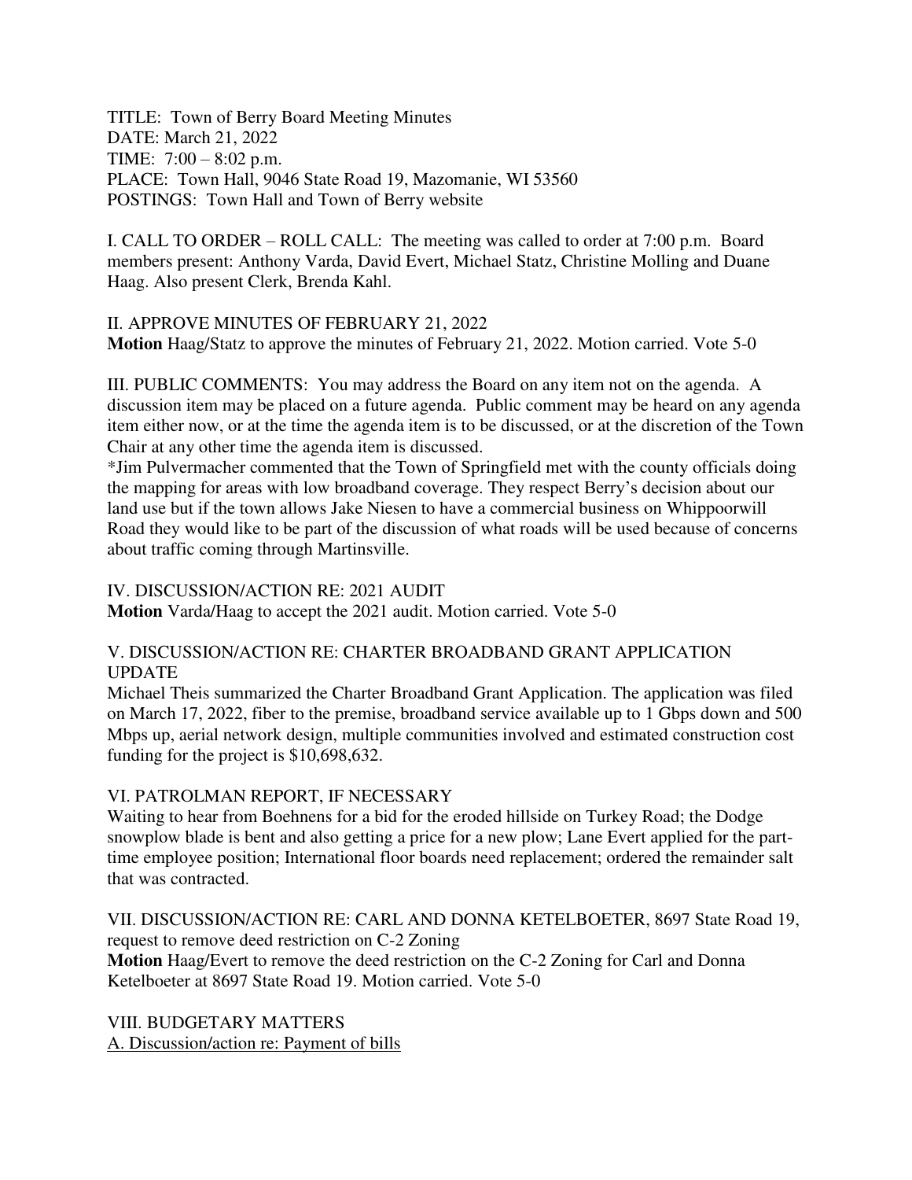TITLE: Town of Berry Board Meeting Minutes
DATE: March 21, 2022
TIME: 7:00 – 8:02 p.m.
PLACE: Town Hall, 9046 State Road 19, Mazomanie, WI 53560
POSTINGS: Town Hall and Town of Berry website

I. CALL TO ORDER – ROLL CALL: The meeting was called to order at 7:00 p.m. Board members present: Anthony Varda, David Evert, Michael Statz, Christine Molling and Duane Haag. Also present Clerk, Brenda Kahl.

II. APPROVE MINUTES OF FEBRUARY 21, 2022
**Motion** Haag/Statz to approve the minutes of February 21, 2022. Motion carried. Vote 5-0

III. PUBLIC COMMENTS: You may address the Board on any item not on the agenda. A discussion item may be placed on a future agenda. Public comment may be heard on any agenda item either now, or at the time the agenda item is to be discussed, or at the discretion of the Town Chair at any other time the agenda item is discussed.
*Jim Pulvermacher commented that the Town of Springfield met with the county officials doing the mapping for areas with low broadband coverage. They respect Berry's decision about our land use but if the town allows Jake Niesen to have a commercial business on Whippoorwill Road they would like to be part of the discussion of what roads will be used because of concerns about traffic coming through Martinsville.

IV. DISCUSSION/ACTION RE: 2021 AUDIT
**Motion** Varda/Haag to accept the 2021 audit. Motion carried. Vote 5-0

V. DISCUSSION/ACTION RE: CHARTER BROADBAND GRANT APPLICATION UPDATE
Michael Theis summarized the Charter Broadband Grant Application. The application was filed on March 17, 2022, fiber to the premise, broadband service available up to 1 Gbps down and 500 Mbps up, aerial network design, multiple communities involved and estimated construction cost funding for the project is $10,698,632.

VI. PATROLMAN REPORT, IF NECESSARY
Waiting to hear from Boehnens for a bid for the eroded hillside on Turkey Road; the Dodge snowplow blade is bent and also getting a price for a new plow; Lane Evert applied for the part-time employee position; International floor boards need replacement; ordered the remainder salt that was contracted.

VII. DISCUSSION/ACTION RE: CARL AND DONNA KETELBOETER, 8697 State Road 19, request to remove deed restriction on C-2 Zoning
**Motion** Haag/Evert to remove the deed restriction on the C-2 Zoning for Carl and Donna Ketelboeter at 8697 State Road 19. Motion carried. Vote 5-0

VIII. BUDGETARY MATTERS
A. Discussion/action re: Payment of bills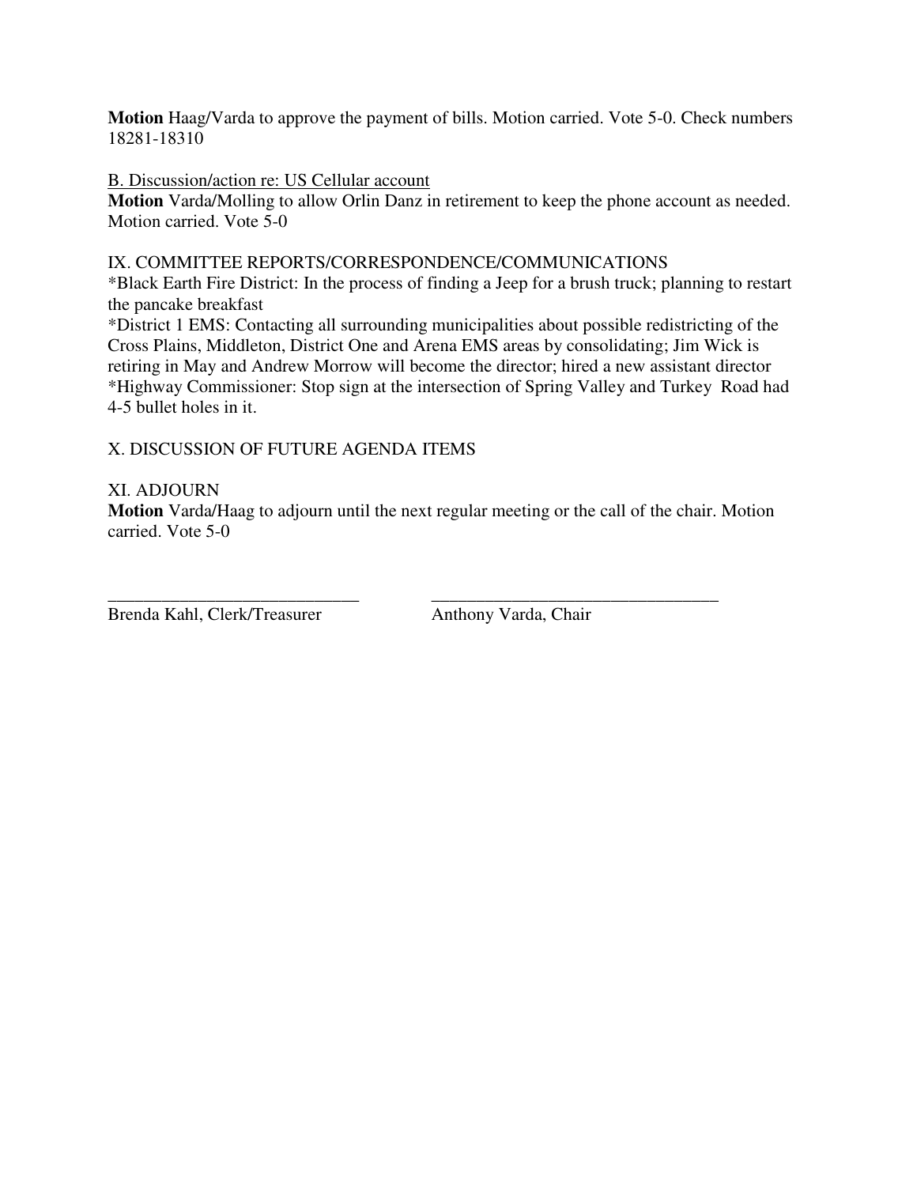**Motion** Haag/Varda to approve the payment of bills. Motion carried. Vote 5-0. Check numbers 18281-18310

B. Discussion/action re: US Cellular account

**Motion** Varda/Molling to allow Orlin Danz in retirement to keep the phone account as needed. Motion carried. Vote 5-0

IX. COMMITTEE REPORTS/CORRESPONDENCE/COMMUNICATIONS

*Black Earth Fire District: In the process of finding a Jeep for a brush truck; planning to restart the pancake breakfast

*District 1 EMS: Contacting all surrounding municipalities about possible redistricting of the Cross Plains, Middleton, District One and Arena EMS areas by consolidating; Jim Wick is retiring in May and Andrew Morrow will become the director; hired a new assistant director

*Highway Commissioner: Stop sign at the intersection of Spring Valley and Turkey Road had 4-5 bullet holes in it.

X. DISCUSSION OF FUTURE AGENDA ITEMS

XI. ADJOURN

**Motion** Varda/Haag to adjourn until the next regular meeting or the call of the chair. Motion carried. Vote 5-0

_____________________________ _________________________________

Brenda Kahl, Clerk/Treasurer Anthony Varda, Chair